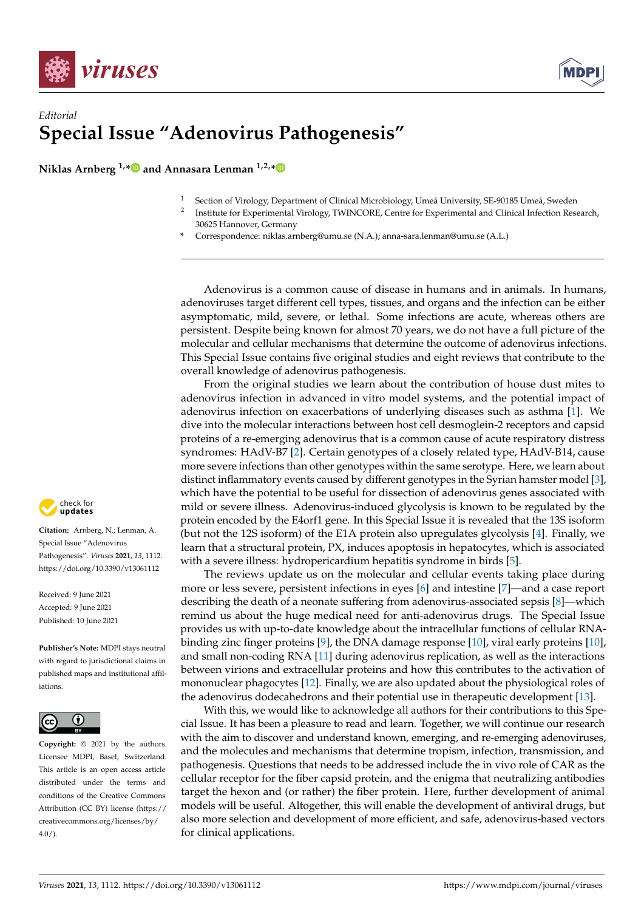*Editorial*

# Special Issue "Adenovirus Pathogenesis"

**Niklas Arnberg** [1,*] **and Annasara Lenman** [1,2,*]

[1] Section of Virology, Department of Clinical Microbiology, Umeå University, SE-90185 Umeå, Sweden

[2] Institute for Experimental Virology, TWINCORE, Centre for Experimental and Clinical Infection Research, 30625 Hannover, Germany

\* Correspondence: niklas.arnberg@umu.se (N.A.); anna-sara.lenman@umu.se (A.L.)

**Citation:** Arnberg, N.; Lenman, A. Special Issue "Adenovirus Pathogenesis". *Viruses* **2021**, *13*, 1112. https://doi.org/10.3390/v13061112

Received: 9 June 2021
Accepted: 9 June 2021
Published: 10 June 2021

**Publisher's Note:** MDPI stays neutral with regard to jurisdictional claims in published maps and institutional affiliations.

**Copyright:** © 2021 by the authors. Licensee MDPI, Basel, Switzerland. This article is an open access article distributed under the terms and conditions of the Creative Commons Attribution (CC BY) license (https://creativecommons.org/licenses/by/4.0/).

Adenovirus is a common cause of disease in humans and in animals. In humans, adenoviruses target different cell types, tissues, and organs and the infection can be either asymptomatic, mild, severe, or lethal. Some infections are acute, whereas others are persistent. Despite being known for almost 70 years, we do not have a full picture of the molecular and cellular mechanisms that determine the outcome of adenovirus infections. This Special Issue contains five original studies and eight reviews that contribute to the overall knowledge of adenovirus pathogenesis.

From the original studies we learn about the contribution of house dust mites to adenovirus infection in advanced in vitro model systems, and the potential impact of adenovirus infection on exacerbations of underlying diseases such as asthma [1]. We dive into the molecular interactions between host cell desmoglein-2 receptors and capsid proteins of a re-emerging adenovirus that is a common cause of acute respiratory distress syndromes: HAdV-B7 [2]. Certain genotypes of a closely related type, HAdV-B14, cause more severe infections than other genotypes within the same serotype. Here, we learn about distinct inflammatory events caused by different genotypes in the Syrian hamster model [3], which have the potential to be useful for dissection of adenovirus genes associated with mild or severe illness. Adenovirus-induced glycolysis is known to be regulated by the protein encoded by the E4orf1 gene. In this Special Issue it is revealed that the 13S isoform (but not the 12S isoform) of the E1A protein also upregulates glycolysis [4]. Finally, we learn that a structural protein, PX, induces apoptosis in hepatocytes, which is associated with a severe illness: hydropericardium hepatitis syndrome in birds [5].

The reviews update us on the molecular and cellular events taking place during more or less severe, persistent infections in eyes [6] and intestine [7]—and a case report describing the death of a neonate suffering from adenovirus-associated sepsis [8]—which remind us about the huge medical need for anti-adenovirus drugs. The Special Issue provides us with up-to-date knowledge about the intracellular functions of cellular RNA-binding zinc finger proteins [9], the DNA damage response [10], viral early proteins [10], and small non-coding RNA [11] during adenovirus replication, as well as the interactions between virions and extracellular proteins and how this contributes to the activation of mononuclear phagocytes [12]. Finally, we are also updated about the physiological roles of the adenovirus dodecahedrons and their potential use in therapeutic development [13].

With this, we would like to acknowledge all authors for their contributions to this Special Issue. It has been a pleasure to read and learn. Together, we will continue our research with the aim to discover and understand known, emerging, and re-emerging adenoviruses, and the molecules and mechanisms that determine tropism, infection, transmission, and pathogenesis. Questions that needs to be addressed include the in vivo role of CAR as the cellular receptor for the fiber capsid protein, and the enigma that neutralizing antibodies target the hexon and (or rather) the fiber protein. Here, further development of animal models will be useful. Altogether, this will enable the development of antiviral drugs, but also more selection and development of more efficient, and safe, adenovirus-based vectors for clinical applications.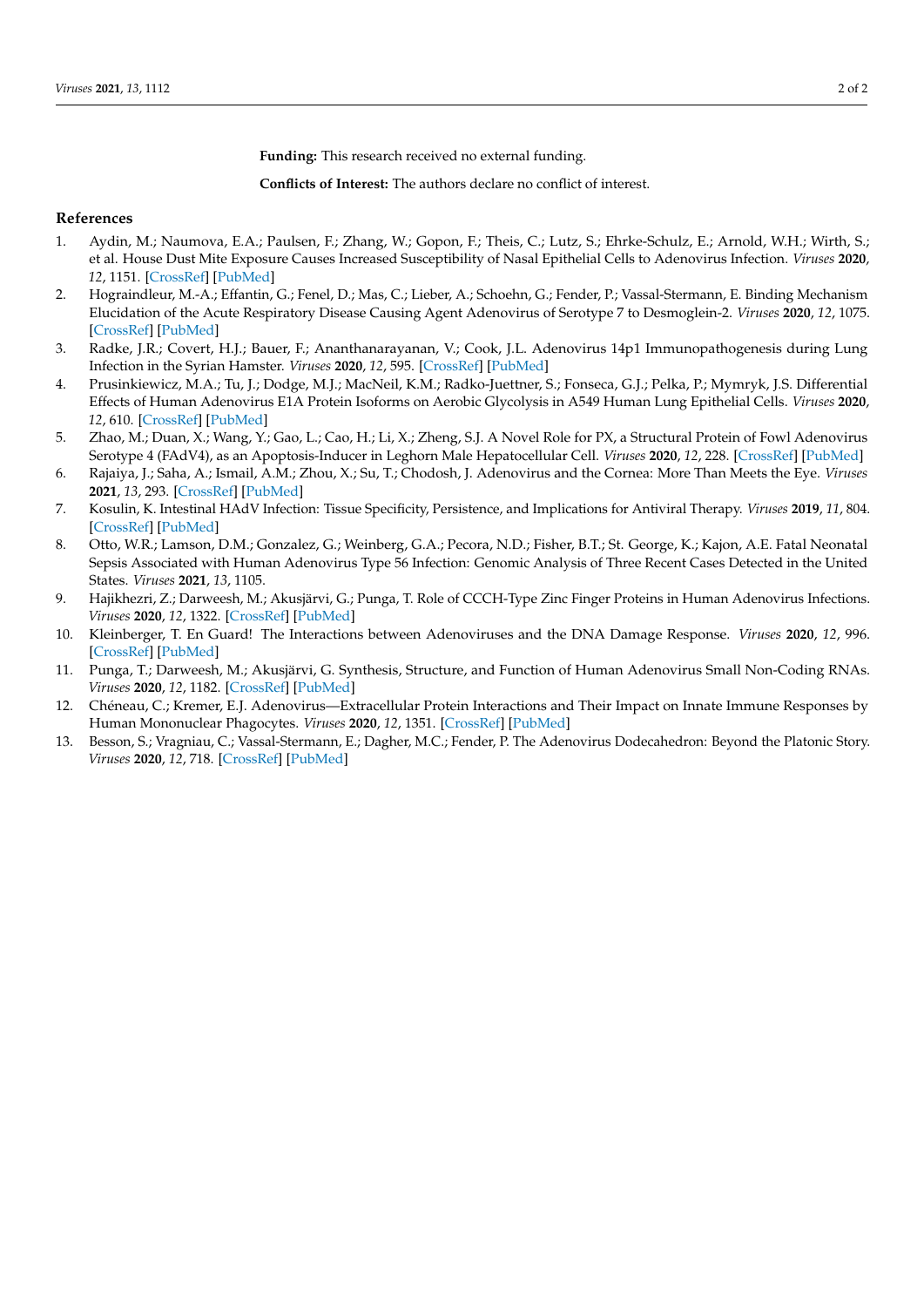**Funding:** This research received no external funding.

**Conflicts of Interest:** The authors declare no conflict of interest.

## References

1. Aydin, M.; Naumova, E.A.; Paulsen, F.; Zhang, W.; Gopon, F.; Theis, C.; Lutz, S.; Ehrke-Schulz, E.; Arnold, W.H.; Wirth, S.; et al. House Dust Mite Exposure Causes Increased Susceptibility of Nasal Epithelial Cells to Adenovirus Infection. *Viruses* **2020**, *12*, 1151. [CrossRef] [PubMed]
2. Hograindleur, M.-A.; Effantin, G.; Fenel, D.; Mas, C.; Lieber, A.; Schoehn, G.; Fender, P.; Vassal-Stermann, E. Binding Mechanism Elucidation of the Acute Respiratory Disease Causing Agent Adenovirus of Serotype 7 to Desmoglein-2. *Viruses* **2020**, *12*, 1075. [CrossRef] [PubMed]
3. Radke, J.R.; Covert, H.J.; Bauer, F.; Ananthanarayanan, V.; Cook, J.L. Adenovirus 14p1 Immunopathogenesis during Lung Infection in the Syrian Hamster. *Viruses* **2020**, *12*, 595. [CrossRef] [PubMed]
4. Prusinkiewicz, M.A.; Tu, J.; Dodge, M.J.; MacNeil, K.M.; Radko-Juettner, S.; Fonseca, G.J.; Pelka, P.; Mymryk, J.S. Differential Effects of Human Adenovirus E1A Protein Isoforms on Aerobic Glycolysis in A549 Human Lung Epithelial Cells. *Viruses* **2020**, *12*, 610. [CrossRef] [PubMed]
5. Zhao, M.; Duan, X.; Wang, Y.; Gao, L.; Cao, H.; Li, X.; Zheng, S.J. A Novel Role for PX, a Structural Protein of Fowl Adenovirus Serotype 4 (FAdV4), as an Apoptosis-Inducer in Leghorn Male Hepatocellular Cell. *Viruses* **2020**, *12*, 228. [CrossRef] [PubMed]
6. Rajaiya, J.; Saha, A.; Ismail, A.M.; Zhou, X.; Su, T.; Chodosh, J. Adenovirus and the Cornea: More Than Meets the Eye. *Viruses* **2021**, *13*, 293. [CrossRef] [PubMed]
7. Kosulin, K. Intestinal HAdV Infection: Tissue Specificity, Persistence, and Implications for Antiviral Therapy. *Viruses* **2019**, *11*, 804. [CrossRef] [PubMed]
8. Otto, W.R.; Lamson, D.M.; Gonzalez, G.; Weinberg, G.A.; Pecora, N.D.; Fisher, B.T.; St. George, K.; Kajon, A.E. Fatal Neonatal Sepsis Associated with Human Adenovirus Type 56 Infection: Genomic Analysis of Three Recent Cases Detected in the United States. *Viruses* **2021**, *13*, 1105.
9. Hajikhezri, Z.; Darweesh, M.; Akusjärvi, G.; Punga, T. Role of CCCH-Type Zinc Finger Proteins in Human Adenovirus Infections. *Viruses* **2020**, *12*, 1322. [CrossRef] [PubMed]
10. Kleinberger, T. En Guard! The Interactions between Adenoviruses and the DNA Damage Response. *Viruses* **2020**, *12*, 996. [CrossRef] [PubMed]
11. Punga, T.; Darweesh, M.; Akusjärvi, G. Synthesis, Structure, and Function of Human Adenovirus Small Non-Coding RNAs. *Viruses* **2020**, *12*, 1182. [CrossRef] [PubMed]
12. Chéneau, C.; Kremer, E.J. Adenovirus—Extracellular Protein Interactions and Their Impact on Innate Immune Responses by Human Mononuclear Phagocytes. *Viruses* **2020**, *12*, 1351. [CrossRef] [PubMed]
13. Besson, S.; Vragniau, C.; Vassal-Stermann, E.; Dagher, M.C.; Fender, P. The Adenovirus Dodecahedron: Beyond the Platonic Story. *Viruses* **2020**, *12*, 718. [CrossRef] [PubMed]